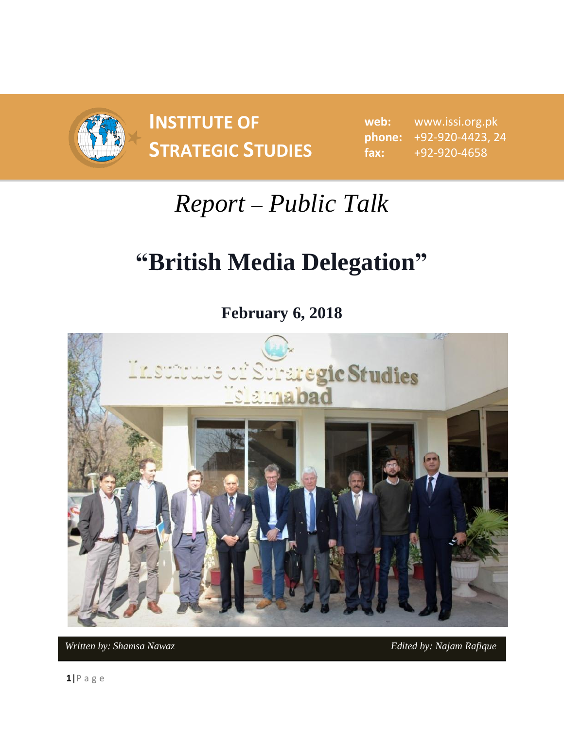# INSTITUTE OF STRATEGIC STUDIES

**web:** www.issi.org.pk
**phone:** +92-920-4423, 24
**fax:** +92-920-4658

## *Report – Public Talk*

# "British Media Delegation"

### February 6, 2018

*Written by: Shamsa Nawaz* *Edited by: Najam Rafique*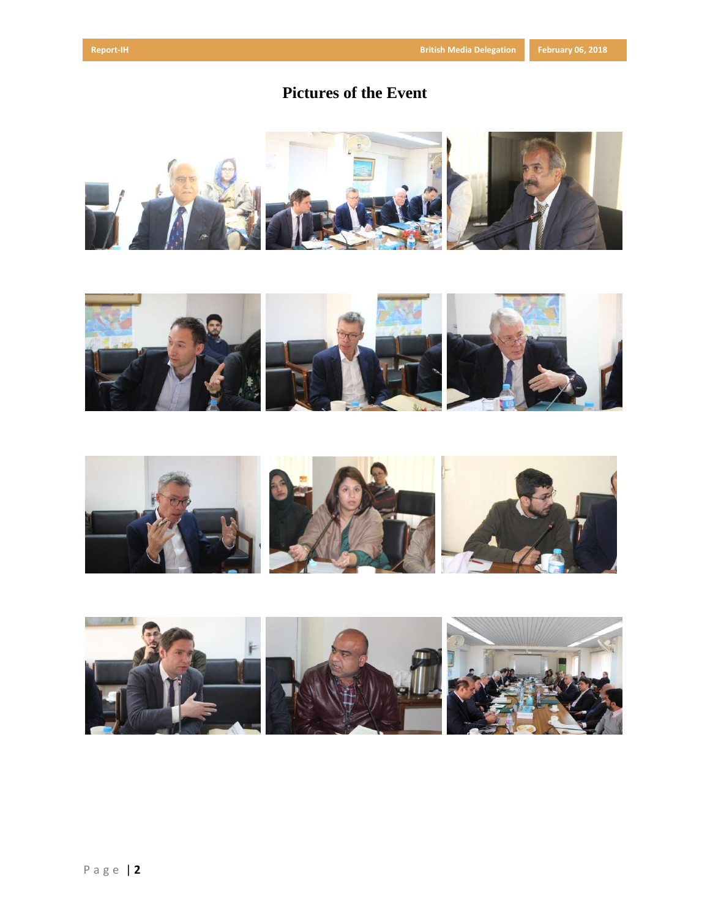# Pictures of the Event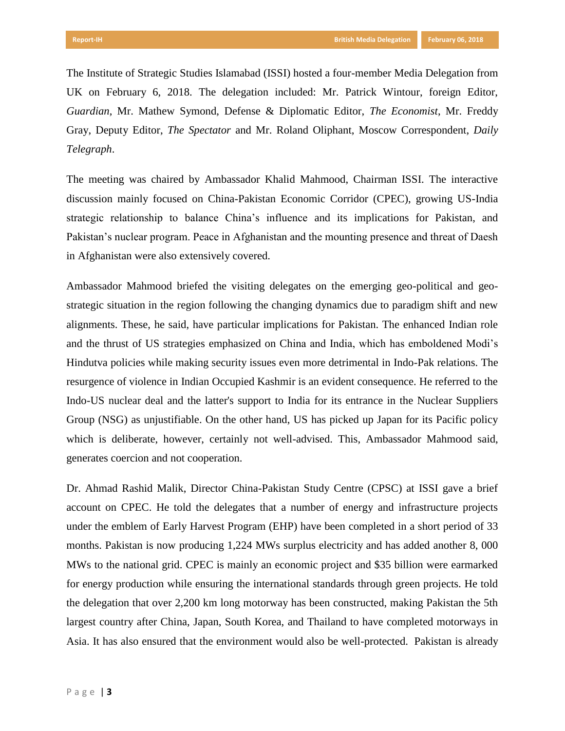The Institute of Strategic Studies Islamabad (ISSI) hosted a four-member Media Delegation from UK on February 6, 2018. The delegation included: Mr. Patrick Wintour, foreign Editor, *Guardian*, Mr. Mathew Symond, Defense & Diplomatic Editor, *The Economist*, Mr. Freddy Gray, Deputy Editor, *The Spectator* and Mr. Roland Oliphant, Moscow Correspondent, *Daily Telegraph*.

The meeting was chaired by Ambassador Khalid Mahmood, Chairman ISSI. The interactive discussion mainly focused on China-Pakistan Economic Corridor (CPEC), growing US-India strategic relationship to balance China's influence and its implications for Pakistan, and Pakistan's nuclear program. Peace in Afghanistan and the mounting presence and threat of Daesh in Afghanistan were also extensively covered.

Ambassador Mahmood briefed the visiting delegates on the emerging geo-political and geo-strategic situation in the region following the changing dynamics due to paradigm shift and new alignments. These, he said, have particular implications for Pakistan. The enhanced Indian role and the thrust of US strategies emphasized on China and India, which has emboldened Modi's Hindutva policies while making security issues even more detrimental in Indo-Pak relations. The resurgence of violence in Indian Occupied Kashmir is an evident consequence. He referred to the Indo-US nuclear deal and the latter's support to India for its entrance in the Nuclear Suppliers Group (NSG) as unjustifiable. On the other hand, US has picked up Japan for its Pacific policy which is deliberate, however, certainly not well-advised. This, Ambassador Mahmood said, generates coercion and not cooperation.

Dr. Ahmad Rashid Malik, Director China-Pakistan Study Centre (CPSC) at ISSI gave a brief account on CPEC. He told the delegates that a number of energy and infrastructure projects under the emblem of Early Harvest Program (EHP) have been completed in a short period of 33 months. Pakistan is now producing 1,224 MWs surplus electricity and has added another 8, 000 MWs to the national grid. CPEC is mainly an economic project and $35 billion were earmarked for energy production while ensuring the international standards through green projects. He told the delegation that over 2,200 km long motorway has been constructed, making Pakistan the 5th largest country after China, Japan, South Korea, and Thailand to have completed motorways in Asia. It has also ensured that the environment would also be well-protected. Pakistan is already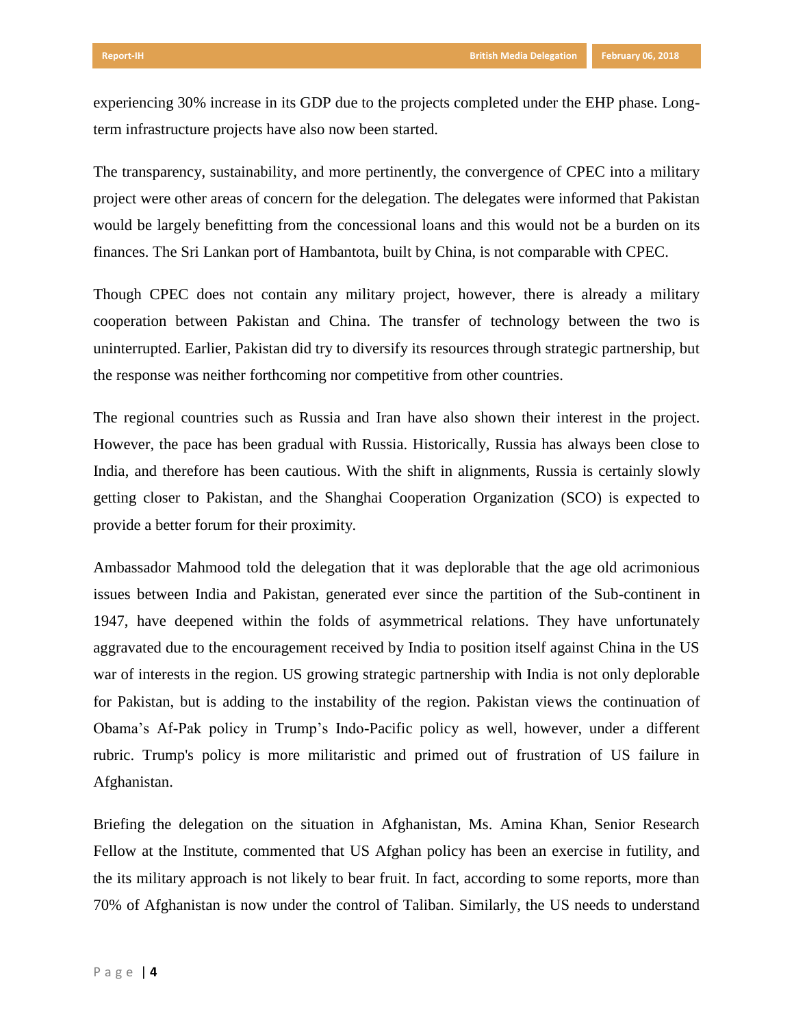experiencing 30% increase in its GDP due to the projects completed under the EHP phase. Long-term infrastructure projects have also now been started.

The transparency, sustainability, and more pertinently, the convergence of CPEC into a military project were other areas of concern for the delegation. The delegates were informed that Pakistan would be largely benefitting from the concessional loans and this would not be a burden on its finances. The Sri Lankan port of Hambantota, built by China, is not comparable with CPEC.

Though CPEC does not contain any military project, however, there is already a military cooperation between Pakistan and China. The transfer of technology between the two is uninterrupted. Earlier, Pakistan did try to diversify its resources through strategic partnership, but the response was neither forthcoming nor competitive from other countries.

The regional countries such as Russia and Iran have also shown their interest in the project. However, the pace has been gradual with Russia. Historically, Russia has always been close to India, and therefore has been cautious. With the shift in alignments, Russia is certainly slowly getting closer to Pakistan, and the Shanghai Cooperation Organization (SCO) is expected to provide a better forum for their proximity.

Ambassador Mahmood told the delegation that it was deplorable that the age old acrimonious issues between India and Pakistan, generated ever since the partition of the Sub-continent in 1947, have deepened within the folds of asymmetrical relations. They have unfortunately aggravated due to the encouragement received by India to position itself against China in the US war of interests in the region. US growing strategic partnership with India is not only deplorable for Pakistan, but is adding to the instability of the region. Pakistan views the continuation of Obama's Af-Pak policy in Trump's Indo-Pacific policy as well, however, under a different rubric. Trump's policy is more militaristic and primed out of frustration of US failure in Afghanistan.

Briefing the delegation on the situation in Afghanistan, Ms. Amina Khan, Senior Research Fellow at the Institute, commented that US Afghan policy has been an exercise in futility, and the its military approach is not likely to bear fruit. In fact, according to some reports, more than 70% of Afghanistan is now under the control of Taliban. Similarly, the US needs to understand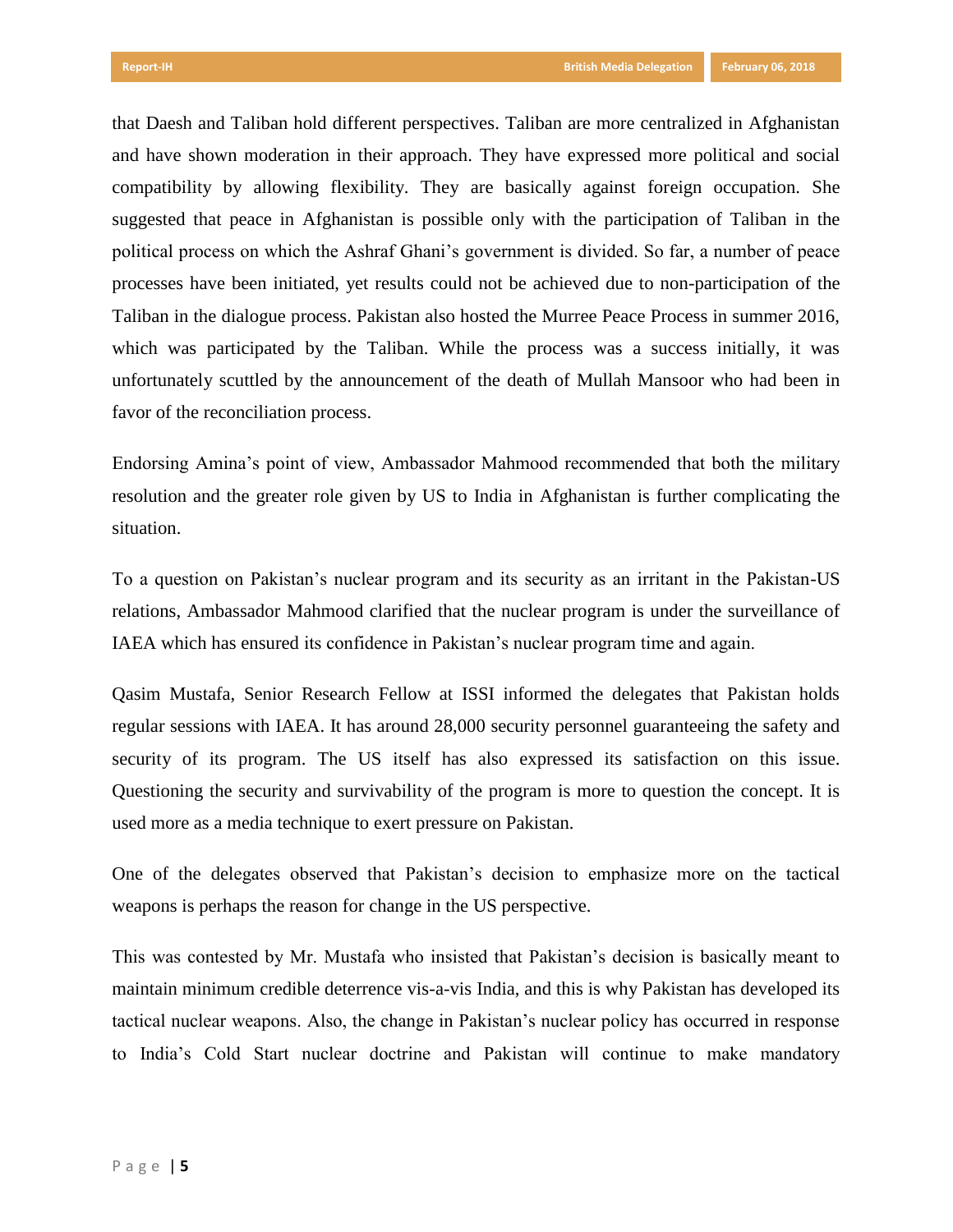that Daesh and Taliban hold different perspectives. Taliban are more centralized in Afghanistan and have shown moderation in their approach. They have expressed more political and social compatibility by allowing flexibility. They are basically against foreign occupation. She suggested that peace in Afghanistan is possible only with the participation of Taliban in the political process on which the Ashraf Ghani's government is divided. So far, a number of peace processes have been initiated, yet results could not be achieved due to non-participation of the Taliban in the dialogue process. Pakistan also hosted the Murree Peace Process in summer 2016, which was participated by the Taliban. While the process was a success initially, it was unfortunately scuttled by the announcement of the death of Mullah Mansoor who had been in favor of the reconciliation process.

Endorsing Amina's point of view, Ambassador Mahmood recommended that both the military resolution and the greater role given by US to India in Afghanistan is further complicating the situation.

To a question on Pakistan's nuclear program and its security as an irritant in the Pakistan-US relations, Ambassador Mahmood clarified that the nuclear program is under the surveillance of IAEA which has ensured its confidence in Pakistan's nuclear program time and again.

Qasim Mustafa, Senior Research Fellow at ISSI informed the delegates that Pakistan holds regular sessions with IAEA. It has around 28,000 security personnel guaranteeing the safety and security of its program. The US itself has also expressed its satisfaction on this issue. Questioning the security and survivability of the program is more to question the concept. It is used more as a media technique to exert pressure on Pakistan.

One of the delegates observed that Pakistan's decision to emphasize more on the tactical weapons is perhaps the reason for change in the US perspective.

This was contested by Mr. Mustafa who insisted that Pakistan's decision is basically meant to maintain minimum credible deterrence vis-a-vis India, and this is why Pakistan has developed its tactical nuclear weapons. Also, the change in Pakistan's nuclear policy has occurred in response to India's Cold Start nuclear doctrine and Pakistan will continue to make mandatory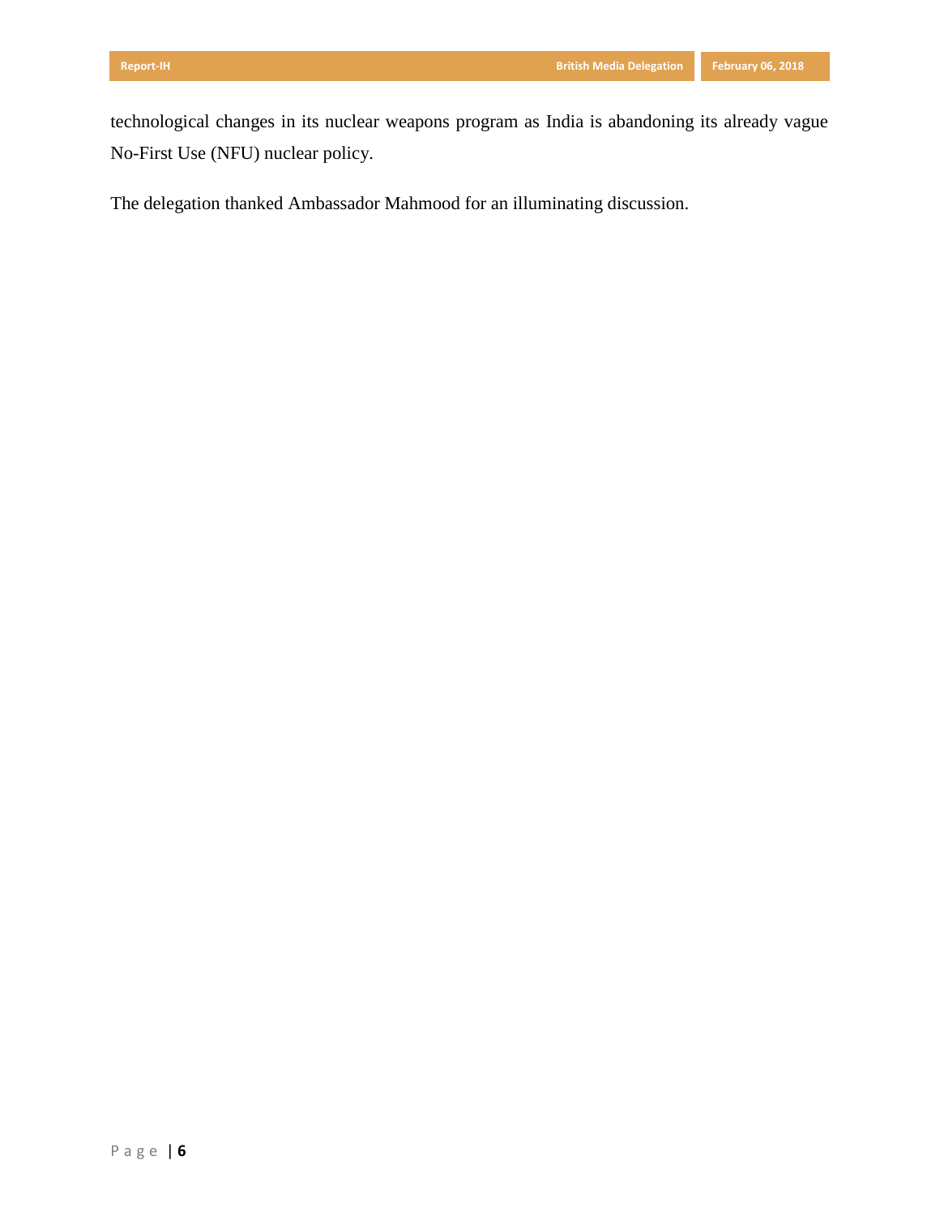technological changes in its nuclear weapons program as India is abandoning its already vague No-First Use (NFU) nuclear policy.

The delegation thanked Ambassador Mahmood for an illuminating discussion.